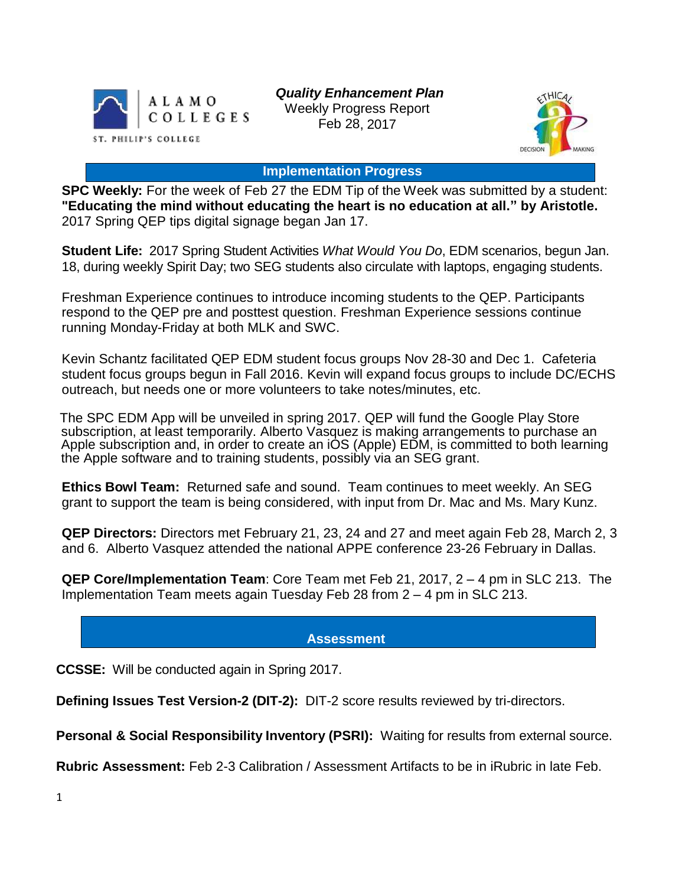ALAMO COLLEGES

ST. PHILIP'S COLLEGE

***Quality Enhancement Plan***

Weekly Progress Report

Feb 28, 2017

## Implementation Progress

**SPC Weekly:** For the week of Feb 27 the EDM Tip of the Week was submitted by a student: **"Educating the mind without educating the heart is no education at all." by Aristotle.** 2017 Spring QEP tips digital signage began Jan 17.

**Student Life:** 2017 Spring Student Activities *What Would You Do*, EDM scenarios, begun Jan. 18, during weekly Spirit Day; two SEG students also circulate with laptops, engaging students.

Freshman Experience continues to introduce incoming students to the QEP. Participants respond to the QEP pre and posttest question. Freshman Experience sessions continue running Monday-Friday at both MLK and SWC.

Kevin Schantz facilitated QEP EDM student focus groups Nov 28-30 and Dec 1. Cafeteria student focus groups begun in Fall 2016. Kevin will expand focus groups to include DC/ECHS outreach, but needs one or more volunteers to take notes/minutes, etc.

The SPC EDM App will be unveiled in spring 2017. QEP will fund the Google Play Store subscription, at least temporarily. Alberto Vasquez is making arrangements to purchase an Apple subscription and, in order to create an iOS (Apple) EDM, is committed to both learning the Apple software and to training students, possibly via an SEG grant.

**Ethics Bowl Team:** Returned safe and sound. Team continues to meet weekly. An SEG grant to support the team is being considered, with input from Dr. Mac and Ms. Mary Kunz.

**QEP Directors:** Directors met February 21, 23, 24 and 27 and meet again Feb 28, March 2, 3 and 6. Alberto Vasquez attended the national APPE conference 23-26 February in Dallas.

**QEP Core/Implementation Team**: Core Team met Feb 21, 2017, 2 – 4 pm in SLC 213. The Implementation Team meets again Tuesday Feb 28 from 2 – 4 pm in SLC 213.

## Assessment

**CCSSE:** Will be conducted again in Spring 2017.

**Defining Issues Test Version-2 (DIT-2):** DIT-2 score results reviewed by tri-directors.

**Personal & Social Responsibility Inventory (PSRI):** Waiting for results from external source.

**Rubric Assessment:** Feb 2-3 Calibration / Assessment Artifacts to be in iRubric in late Feb.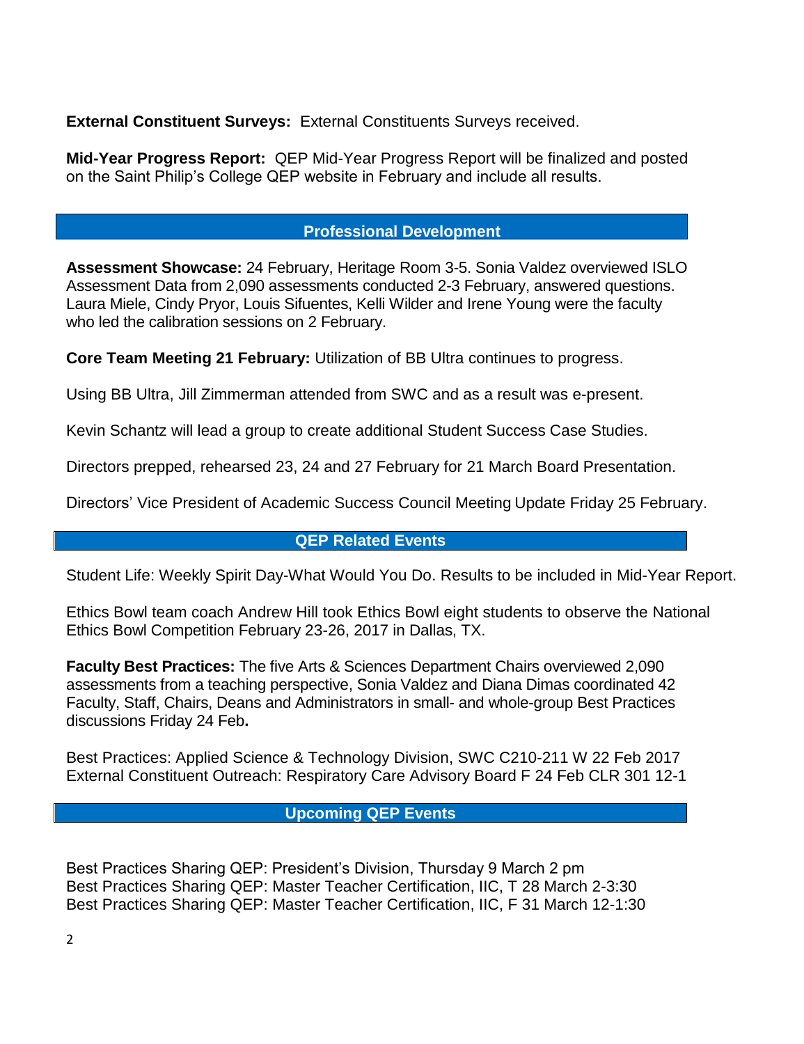**External Constituent Surveys:** External Constituents Surveys received.

**Mid-Year Progress Report:** QEP Mid-Year Progress Report will be finalized and posted on the Saint Philip's College QEP website in February and include all results.

## Professional Development

**Assessment Showcase:** 24 February, Heritage Room 3-5. Sonia Valdez overviewed ISLO Assessment Data from 2,090 assessments conducted 2-3 February, answered questions. Laura Miele, Cindy Pryor, Louis Sifuentes, Kelli Wilder and Irene Young were the faculty who led the calibration sessions on 2 February.

**Core Team Meeting 21 February:** Utilization of BB Ultra continues to progress.

Using BB Ultra, Jill Zimmerman attended from SWC and as a result was e-present.

Kevin Schantz will lead a group to create additional Student Success Case Studies.

Directors prepped, rehearsed 23, 24 and 27 February for 21 March Board Presentation.

Directors' Vice President of Academic Success Council Meeting Update Friday 25 February.

## QEP Related Events

Student Life: Weekly Spirit Day-What Would You Do. Results to be included in Mid-Year Report.

Ethics Bowl team coach Andrew Hill took Ethics Bowl eight students to observe the National Ethics Bowl Competition February 23-26, 2017 in Dallas, TX.

**Faculty Best Practices:** The five Arts & Sciences Department Chairs overviewed 2,090 assessments from a teaching perspective, Sonia Valdez and Diana Dimas coordinated 42 Faculty, Staff, Chairs, Deans and Administrators in small- and whole-group Best Practices discussions Friday 24 Feb**.**

Best Practices: Applied Science & Technology Division, SWC C210-211 W 22 Feb 2017
External Constituent Outreach: Respiratory Care Advisory Board F 24 Feb CLR 301 12-1

## Upcoming QEP Events

Best Practices Sharing QEP: President's Division, Thursday 9 March 2 pm
Best Practices Sharing QEP: Master Teacher Certification, IIC, T 28 March 2-3:30
Best Practices Sharing QEP: Master Teacher Certification, IIC, F 31 March 12-1:30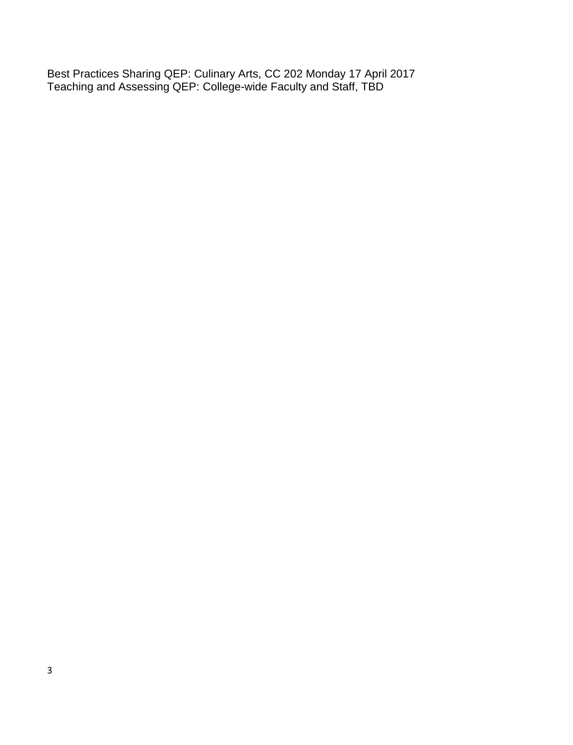Best Practices Sharing QEP: Culinary Arts, CC 202 Monday 17 April 2017
Teaching and Assessing QEP: College-wide Faculty and Staff, TBD